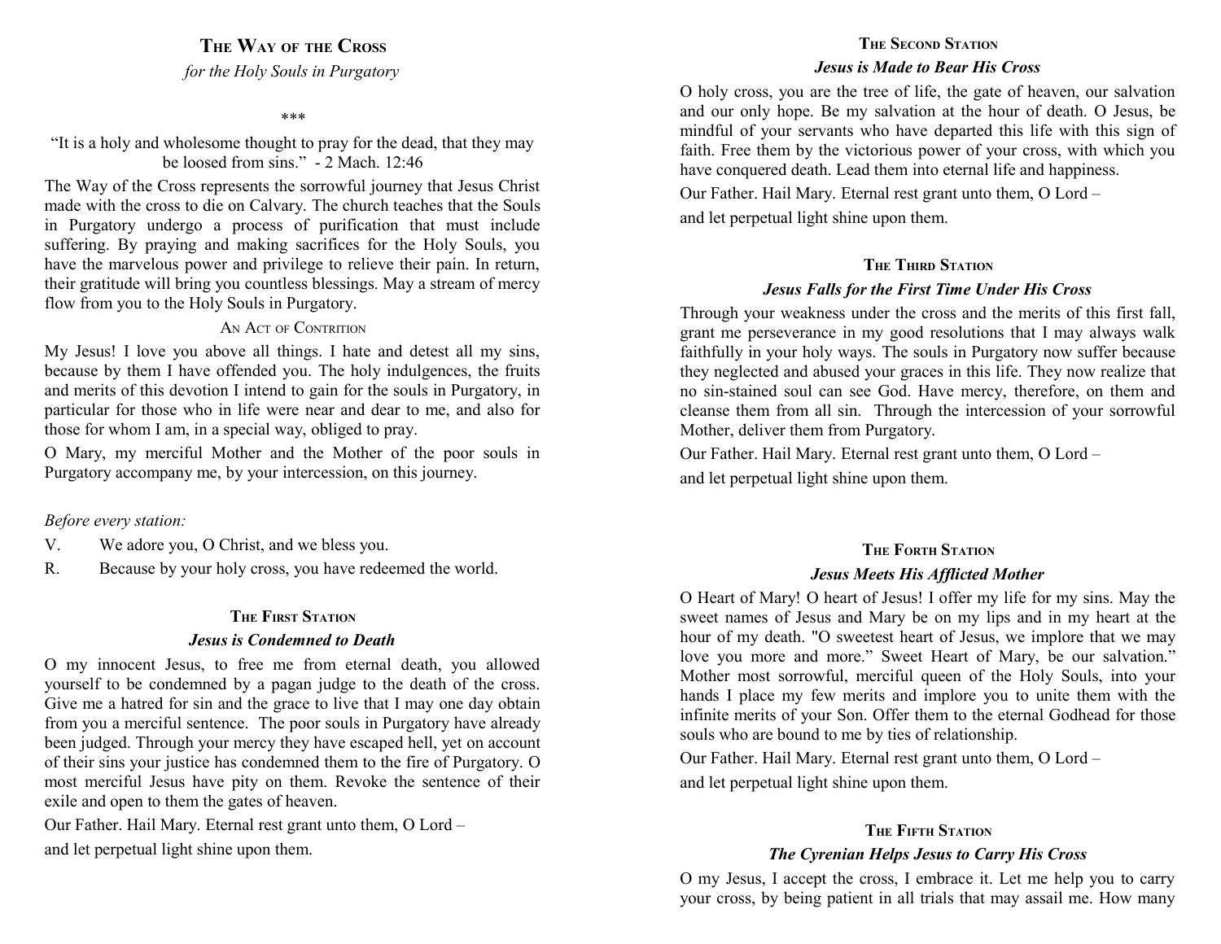# The Way of the Cross

*for the Holy Souls in Purgatory*

\*\*\*

"It is a holy and wholesome thought to pray for the dead, that they may be loosed from sins." - 2 Mach. 12:46

The Way of the Cross represents the sorrowful journey that Jesus Christ made with the cross to die on Calvary. The church teaches that the Souls in Purgatory undergo a process of purification that must include suffering. By praying and making sacrifices for the Holy Souls, you have the marvelous power and privilege to relieve their pain. In return, their gratitude will bring you countless blessings. May a stream of mercy flow from you to the Holy Souls in Purgatory.

### An Act of Contrition

My Jesus! I love you above all things. I hate and detest all my sins, because by them I have offended you. The holy indulgences, the fruits and merits of this devotion I intend to gain for the souls in Purgatory, in particular for those who in life were near and dear to me, and also for those for whom I am, in a special way, obliged to pray.

O Mary, my merciful Mother and the Mother of the poor souls in Purgatory accompany me, by your intercession, on this journey.

*Before every station:*

V. We adore you, O Christ, and we bless you.

R. Because by your holy cross, you have redeemed the world.

## The First Station

### *Jesus is Condemned to Death*

O my innocent Jesus, to free me from eternal death, you allowed yourself to be condemned by a pagan judge to the death of the cross. Give me a hatred for sin and the grace to live that I may one day obtain from you a merciful sentence. The poor souls in Purgatory have already been judged. Through your mercy they have escaped hell, yet on account of their sins your justice has condemned them to the fire of Purgatory. O most merciful Jesus have pity on them. Revoke the sentence of their exile and open to them the gates of heaven.

Our Father. Hail Mary. Eternal rest grant unto them, O Lord –

and let perpetual light shine upon them.

## The Second Station

### *Jesus is Made to Bear His Cross*

O holy cross, you are the tree of life, the gate of heaven, our salvation and our only hope. Be my salvation at the hour of death. O Jesus, be mindful of your servants who have departed this life with this sign of faith. Free them by the victorious power of your cross, with which you have conquered death. Lead them into eternal life and happiness.

Our Father. Hail Mary. Eternal rest grant unto them, O Lord –

and let perpetual light shine upon them.

## The Third Station

### *Jesus Falls for the First Time Under His Cross*

Through your weakness under the cross and the merits of this first fall, grant me perseverance in my good resolutions that I may always walk faithfully in your holy ways. The souls in Purgatory now suffer because they neglected and abused your graces in this life. They now realize that no sin-stained soul can see God. Have mercy, therefore, on them and cleanse them from all sin. Through the intercession of your sorrowful Mother, deliver them from Purgatory.

Our Father. Hail Mary. Eternal rest grant unto them, O Lord –

and let perpetual light shine upon them.

## The Forth Station

### *Jesus Meets His Afflicted Mother*

O Heart of Mary! O heart of Jesus! I offer my life for my sins. May the sweet names of Jesus and Mary be on my lips and in my heart at the hour of my death. "O sweetest heart of Jesus, we implore that we may love you more and more." Sweet Heart of Mary, be our salvation." Mother most sorrowful, merciful queen of the Holy Souls, into your hands I place my few merits and implore you to unite them with the infinite merits of your Son. Offer them to the eternal Godhead for those souls who are bound to me by ties of relationship.

Our Father. Hail Mary. Eternal rest grant unto them, O Lord –

and let perpetual light shine upon them.

## The Fifth Station

### *The Cyrenian Helps Jesus to Carry His Cross*

O my Jesus, I accept the cross, I embrace it. Let me help you to carry your cross, by being patient in all trials that may assail me. How many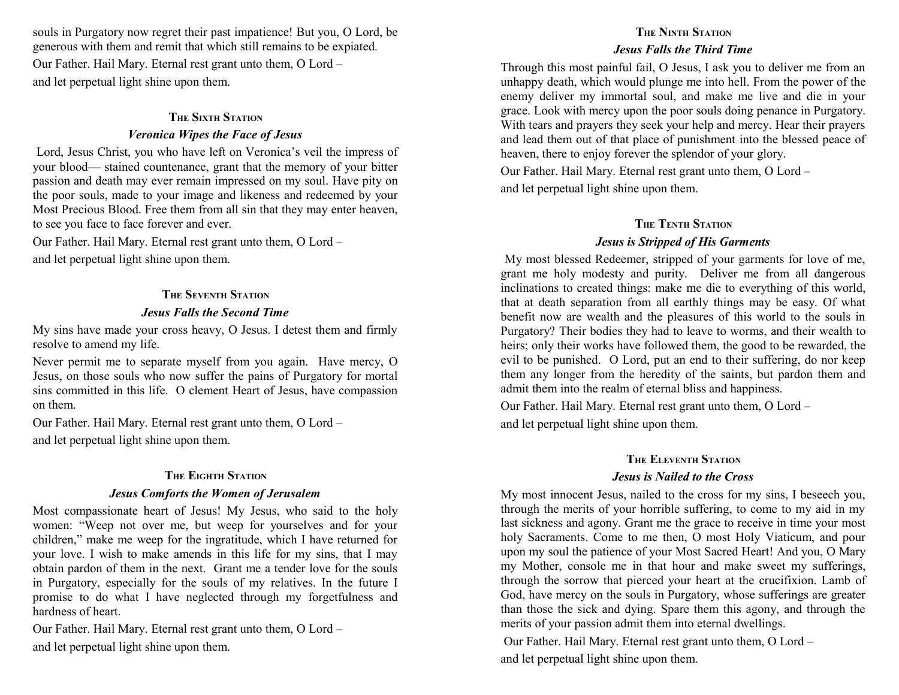souls in Purgatory now regret their past impatience! But you, O Lord, be generous with them and remit that which still remains to be expiated.

Our Father. Hail Mary. Eternal rest grant unto them, O Lord –

and let perpetual light shine upon them.

### The Sixth Station

***Veronica Wipes the Face of Jesus***

Lord, Jesus Christ, you who have left on Veronica's veil the impress of your blood— stained countenance, grant that the memory of your bitter passion and death may ever remain impressed on my soul. Have pity on the poor souls, made to your image and likeness and redeemed by your Most Precious Blood. Free them from all sin that they may enter heaven, to see you face to face forever and ever.

Our Father. Hail Mary. Eternal rest grant unto them, O Lord –

and let perpetual light shine upon them.

### The Seventh Station

***Jesus Falls the Second Time***

My sins have made your cross heavy, O Jesus. I detest them and firmly resolve to amend my life.

Never permit me to separate myself from you again. Have mercy, O Jesus, on those souls who now suffer the pains of Purgatory for mortal sins committed in this life. O clement Heart of Jesus, have compassion on them.

Our Father. Hail Mary. Eternal rest grant unto them, O Lord –

and let perpetual light shine upon them.

### The Eighth Station

***Jesus Comforts the Women of Jerusalem***

Most compassionate heart of Jesus! My Jesus, who said to the holy women: "Weep not over me, but weep for yourselves and for your children," make me weep for the ingratitude, which I have returned for your love. I wish to make amends in this life for my sins, that I may obtain pardon of them in the next. Grant me a tender love for the souls in Purgatory, especially for the souls of my relatives. In the future I promise to do what I have neglected through my forgetfulness and hardness of heart.

Our Father. Hail Mary. Eternal rest grant unto them, O Lord –

and let perpetual light shine upon them.

### The Ninth Station

***Jesus Falls the Third Time***

Through this most painful fail, O Jesus, I ask you to deliver me from an unhappy death, which would plunge me into hell. From the power of the enemy deliver my immortal soul, and make me live and die in your grace. Look with mercy upon the poor souls doing penance in Purgatory. With tears and prayers they seek your help and mercy. Hear their prayers and lead them out of that place of punishment into the blessed peace of heaven, there to enjoy forever the splendor of your glory.

Our Father. Hail Mary. Eternal rest grant unto them, O Lord –

and let perpetual light shine upon them.

### The Tenth Station

***Jesus is Stripped of His Garments***

My most blessed Redeemer, stripped of your garments for love of me, grant me holy modesty and purity. Deliver me from all dangerous inclinations to created things: make me die to everything of this world, that at death separation from all earthly things may be easy. Of what benefit now are wealth and the pleasures of this world to the souls in Purgatory? Their bodies they had to leave to worms, and their wealth to heirs; only their works have followed them, the good to be rewarded, the evil to be punished. O Lord, put an end to their suffering, do nor keep them any longer from the heredity of the saints, but pardon them and admit them into the realm of eternal bliss and happiness.

Our Father. Hail Mary. Eternal rest grant unto them, O Lord –

and let perpetual light shine upon them.

### The Eleventh Station

***Jesus is Nailed to the Cross***

My most innocent Jesus, nailed to the cross for my sins, I beseech you, through the merits of your horrible suffering, to come to my aid in my last sickness and agony. Grant me the grace to receive in time your most holy Sacraments. Come to me then, O most Holy Viaticum, and pour upon my soul the patience of your Most Sacred Heart! And you, O Mary my Mother, console me in that hour and make sweet my sufferings, through the sorrow that pierced your heart at the crucifixion. Lamb of God, have mercy on the souls in Purgatory, whose sufferings are greater than those the sick and dying. Spare them this agony, and through the merits of your passion admit them into eternal dwellings.

Our Father. Hail Mary. Eternal rest grant unto them, O Lord –

and let perpetual light shine upon them.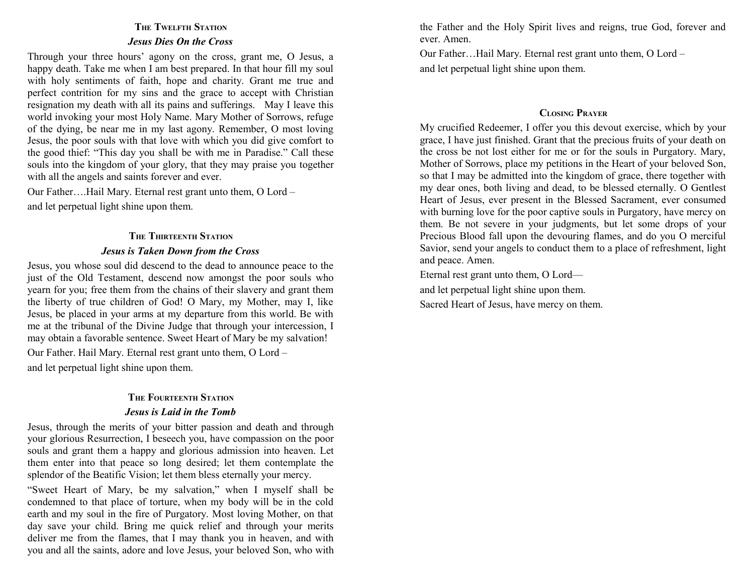### The Twelfth Station

***Jesus Dies On the Cross***

Through your three hours' agony on the cross, grant me, O Jesus, a happy death. Take me when I am best prepared. In that hour fill my soul with holy sentiments of faith, hope and charity. Grant me true and perfect contrition for my sins and the grace to accept with Christian resignation my death with all its pains and sufferings. May I leave this world invoking your most Holy Name. Mary Mother of Sorrows, refuge of the dying, be near me in my last agony. Remember, O most loving Jesus, the poor souls with that love with which you did give comfort to the good thief: "This day you shall be with me in Paradise." Call these souls into the kingdom of your glory, that they may praise you together with all the angels and saints forever and ever.

Our Father….Hail Mary. Eternal rest grant unto them, O Lord –

and let perpetual light shine upon them.

### The Thirteenth Station

***Jesus is Taken Down from the Cross***

Jesus, you whose soul did descend to the dead to announce peace to the just of the Old Testament, descend now amongst the poor souls who yearn for you; free them from the chains of their slavery and grant them the liberty of true children of God! O Mary, my Mother, may I, like Jesus, be placed in your arms at my departure from this world. Be with me at the tribunal of the Divine Judge that through your intercession, I may obtain a favorable sentence. Sweet Heart of Mary be my salvation!

Our Father. Hail Mary. Eternal rest grant unto them, O Lord –

and let perpetual light shine upon them.

### The Fourteenth Station

***Jesus is Laid in the Tomb***

Jesus, through the merits of your bitter passion and death and through your glorious Resurrection, I beseech you, have compassion on the poor souls and grant them a happy and glorious admission into heaven. Let them enter into that peace so long desired; let them contemplate the splendor of the Beatific Vision; let them bless eternally your mercy.

"Sweet Heart of Mary, be my salvation," when I myself shall be condemned to that place of torture, when my body will be in the cold earth and my soul in the fire of Purgatory. Most loving Mother, on that day save your child. Bring me quick relief and through your merits deliver me from the flames, that I may thank you in heaven, and with you and all the saints, adore and love Jesus, your beloved Son, who with the Father and the Holy Spirit lives and reigns, true God, forever and ever. Amen.

Our Father…Hail Mary. Eternal rest grant unto them, O Lord –

and let perpetual light shine upon them.

### Closing Prayer

My crucified Redeemer, I offer you this devout exercise, which by your grace, I have just finished. Grant that the precious fruits of your death on the cross be not lost either for me or for the souls in Purgatory. Mary, Mother of Sorrows, place my petitions in the Heart of your beloved Son, so that I may be admitted into the kingdom of grace, there together with my dear ones, both living and dead, to be blessed eternally. O Gentlest Heart of Jesus, ever present in the Blessed Sacrament, ever consumed with burning love for the poor captive souls in Purgatory, have mercy on them. Be not severe in your judgments, but let some drops of your Precious Blood fall upon the devouring flames, and do you O merciful Savior, send your angels to conduct them to a place of refreshment, light and peace. Amen.

Eternal rest grant unto them, O Lord—

and let perpetual light shine upon them.

Sacred Heart of Jesus, have mercy on them.